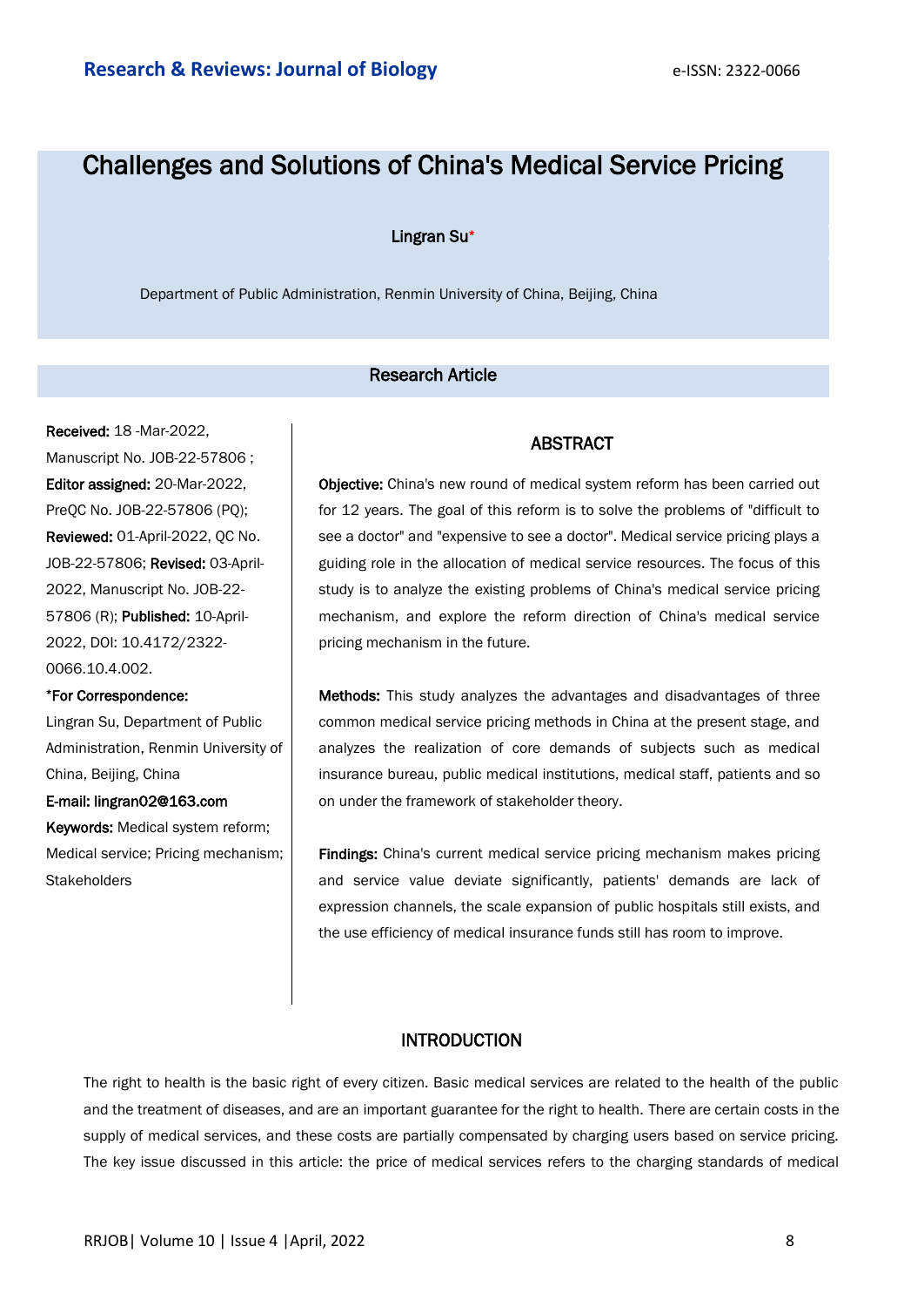# Challenges and Solutions of China's Medical Service Pricing

Lingran Su*

Department of Public Administration, Renmin University of China, Beijing, China

## Research Article

**Received:** 18 -Mar-2022, Manuscript No. JOB-22-57806 ; **Editor assigned:** 20-Mar-2022, PreQC No. JOB-22-57806 (PQ); **Reviewed:** 01-April-2022, QC No. JOB-22-57806; **Revised:** 03-April-2022, Manuscript No. JOB-22-57806 (R); **Published:** 10-April-2022, DOI: 10.4172/2322-0066.10.4.002.

***For Correspondence:**

Lingran Su, Department of Public Administration, Renmin University of China, Beijing, China

**E-mail: lingran02@163.com**

**Keywords:** Medical system reform; Medical service; Pricing mechanism; Stakeholders

## ABSTRACT

**Objective:** China's new round of medical system reform has been carried out for 12 years. The goal of this reform is to solve the problems of "difficult to see a doctor" and "expensive to see a doctor". Medical service pricing plays a guiding role in the allocation of medical service resources. The focus of this study is to analyze the existing problems of China's medical service pricing mechanism, and explore the reform direction of China's medical service pricing mechanism in the future.

**Methods:** This study analyzes the advantages and disadvantages of three common medical service pricing methods in China at the present stage, and analyzes the realization of core demands of subjects such as medical insurance bureau, public medical institutions, medical staff, patients and so on under the framework of stakeholder theory.

**Findings:** China's current medical service pricing mechanism makes pricing and service value deviate significantly, patients' demands are lack of expression channels, the scale expansion of public hospitals still exists, and the use efficiency of medical insurance funds still has room to improve.

## INTRODUCTION

The right to health is the basic right of every citizen. Basic medical services are related to the health of the public and the treatment of diseases, and are an important guarantee for the right to health. There are certain costs in the supply of medical services, and these costs are partially compensated by charging users based on service pricing. The key issue discussed in this article: the price of medical services refers to the charging standards of medical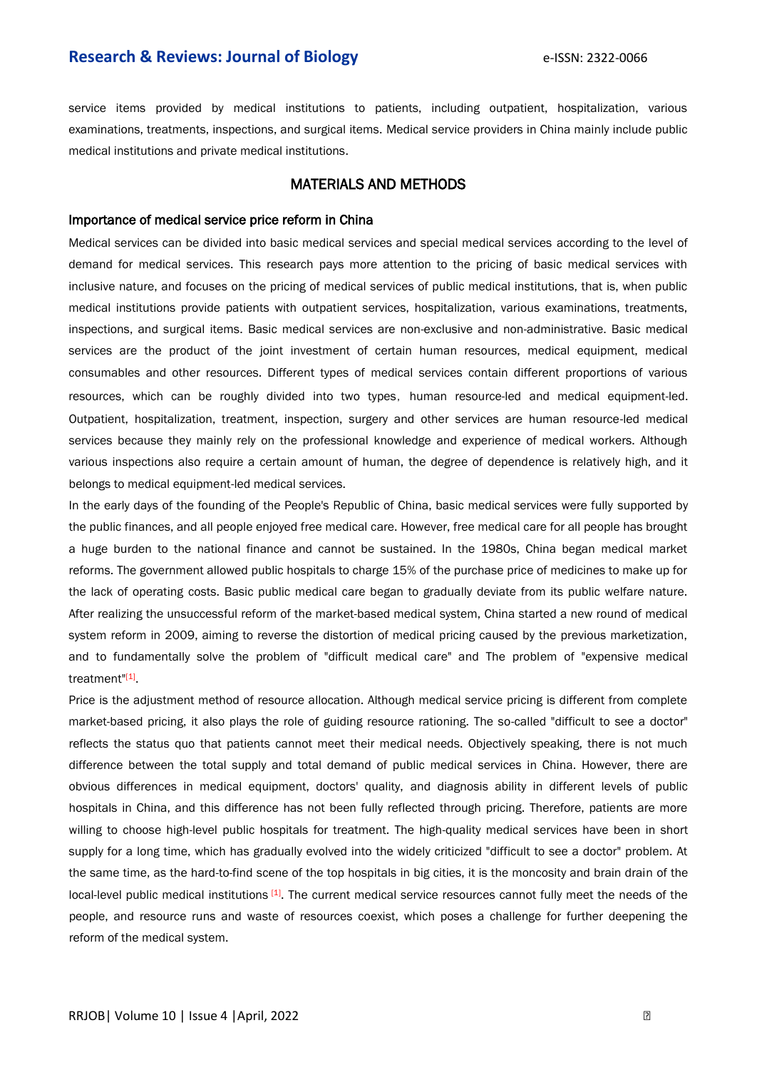service items provided by medical institutions to patients, including outpatient, hospitalization, various examinations, treatments, inspections, and surgical items. Medical service providers in China mainly include public medical institutions and private medical institutions.

## MATERIALS AND METHODS

### Importance of medical service price reform in China

Medical services can be divided into basic medical services and special medical services according to the level of demand for medical services. This research pays more attention to the pricing of basic medical services with inclusive nature, and focuses on the pricing of medical services of public medical institutions, that is, when public medical institutions provide patients with outpatient services, hospitalization, various examinations, treatments, inspections, and surgical items. Basic medical services are non-exclusive and non-administrative. Basic medical services are the product of the joint investment of certain human resources, medical equipment, medical consumables and other resources. Different types of medical services contain different proportions of various resources, which can be roughly divided into two types，human resource-led and medical equipment-led. Outpatient, hospitalization, treatment, inspection, surgery and other services are human resource-led medical services because they mainly rely on the professional knowledge and experience of medical workers. Although various inspections also require a certain amount of human, the degree of dependence is relatively high, and it belongs to medical equipment-led medical services.

In the early days of the founding of the People's Republic of China, basic medical services were fully supported by the public finances, and all people enjoyed free medical care. However, free medical care for all people has brought a huge burden to the national finance and cannot be sustained. In the 1980s, China began medical market reforms. The government allowed public hospitals to charge 15% of the purchase price of medicines to make up for the lack of operating costs. Basic public medical care began to gradually deviate from its public welfare nature. After realizing the unsuccessful reform of the market-based medical system, China started a new round of medical system reform in 2009, aiming to reverse the distortion of medical pricing caused by the previous marketization, and to fundamentally solve the problem of "difficult medical care" and The problem of "expensive medical treatment"[1].

Price is the adjustment method of resource allocation. Although medical service pricing is different from complete market-based pricing, it also plays the role of guiding resource rationing. The so-called "difficult to see a doctor" reflects the status quo that patients cannot meet their medical needs. Objectively speaking, there is not much difference between the total supply and total demand of public medical services in China. However, there are obvious differences in medical equipment, doctors' quality, and diagnosis ability in different levels of public hospitals in China, and this difference has not been fully reflected through pricing. Therefore, patients are more willing to choose high-level public hospitals for treatment. The high-quality medical services have been in short supply for a long time, which has gradually evolved into the widely criticized "difficult to see a doctor" problem. At the same time, as the hard-to-find scene of the top hospitals in big cities, it is the moncosity and brain drain of the local-level public medical institutions [1]. The current medical service resources cannot fully meet the needs of the people, and resource runs and waste of resources coexist, which poses a challenge for further deepening the reform of the medical system.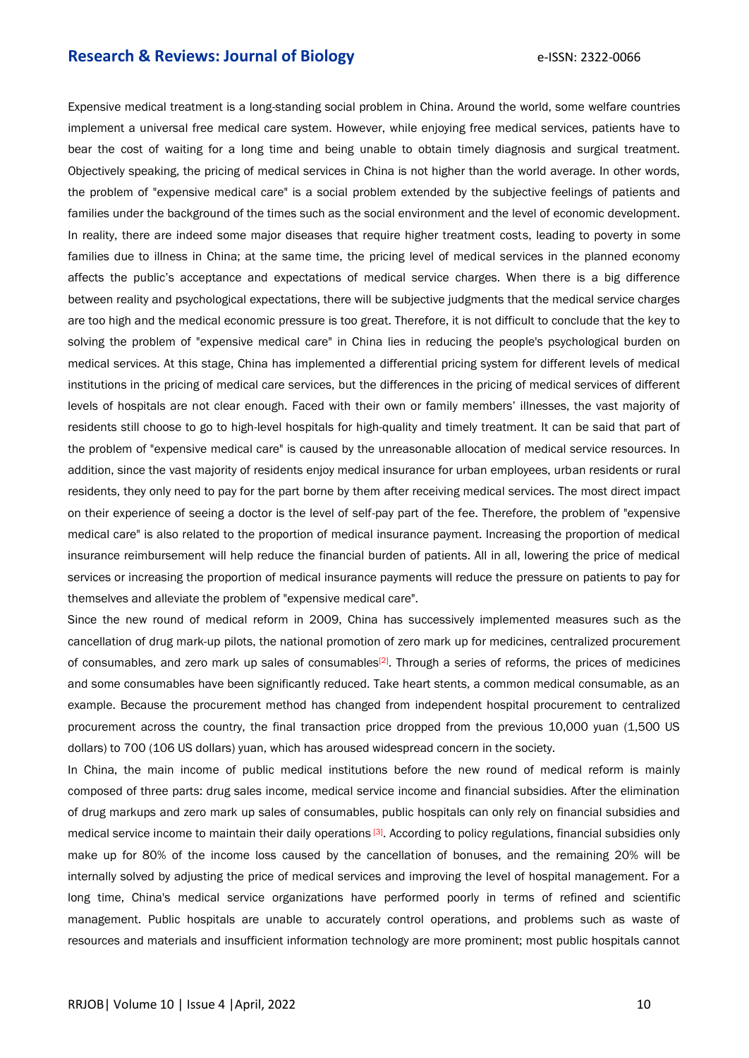Expensive medical treatment is a long-standing social problem in China. Around the world, some welfare countries implement a universal free medical care system. However, while enjoying free medical services, patients have to bear the cost of waiting for a long time and being unable to obtain timely diagnosis and surgical treatment. Objectively speaking, the pricing of medical services in China is not higher than the world average. In other words, the problem of "expensive medical care" is a social problem extended by the subjective feelings of patients and families under the background of the times such as the social environment and the level of economic development. In reality, there are indeed some major diseases that require higher treatment costs, leading to poverty in some families due to illness in China; at the same time, the pricing level of medical services in the planned economy affects the public's acceptance and expectations of medical service charges. When there is a big difference between reality and psychological expectations, there will be subjective judgments that the medical service charges are too high and the medical economic pressure is too great. Therefore, it is not difficult to conclude that the key to solving the problem of "expensive medical care" in China lies in reducing the people's psychological burden on medical services. At this stage, China has implemented a differential pricing system for different levels of medical institutions in the pricing of medical care services, but the differences in the pricing of medical services of different levels of hospitals are not clear enough. Faced with their own or family members' illnesses, the vast majority of residents still choose to go to high-level hospitals for high-quality and timely treatment. It can be said that part of the problem of "expensive medical care" is caused by the unreasonable allocation of medical service resources. In addition, since the vast majority of residents enjoy medical insurance for urban employees, urban residents or rural residents, they only need to pay for the part borne by them after receiving medical services. The most direct impact on their experience of seeing a doctor is the level of self-pay part of the fee. Therefore, the problem of "expensive medical care" is also related to the proportion of medical insurance payment. Increasing the proportion of medical insurance reimbursement will help reduce the financial burden of patients. All in all, lowering the price of medical services or increasing the proportion of medical insurance payments will reduce the pressure on patients to pay for themselves and alleviate the problem of "expensive medical care".

Since the new round of medical reform in 2009, China has successively implemented measures such as the cancellation of drug mark-up pilots, the national promotion of zero mark up for medicines, centralized procurement of consumables, and zero mark up sales of consumables[2]. Through a series of reforms, the prices of medicines and some consumables have been significantly reduced. Take heart stents, a common medical consumable, as an example. Because the procurement method has changed from independent hospital procurement to centralized procurement across the country, the final transaction price dropped from the previous 10,000 yuan (1,500 US dollars) to 700 (106 US dollars) yuan, which has aroused widespread concern in the society.

In China, the main income of public medical institutions before the new round of medical reform is mainly composed of three parts: drug sales income, medical service income and financial subsidies. After the elimination of drug markups and zero mark up sales of consumables, public hospitals can only rely on financial subsidies and medical service income to maintain their daily operations [3]. According to policy regulations, financial subsidies only make up for 80% of the income loss caused by the cancellation of bonuses, and the remaining 20% will be internally solved by adjusting the price of medical services and improving the level of hospital management. For a long time, China's medical service organizations have performed poorly in terms of refined and scientific management. Public hospitals are unable to accurately control operations, and problems such as waste of resources and materials and insufficient information technology are more prominent; most public hospitals cannot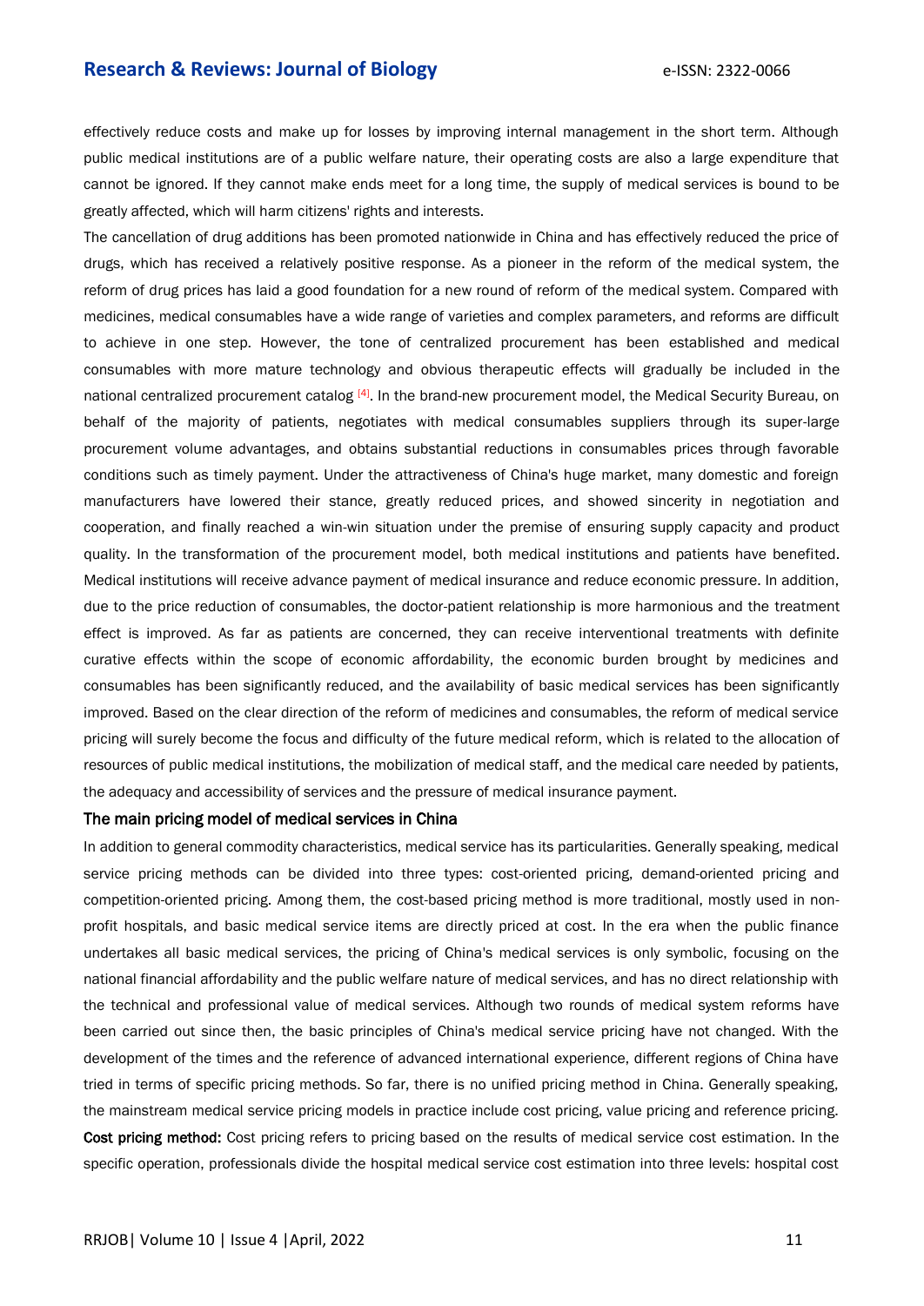effectively reduce costs and make up for losses by improving internal management in the short term. Although public medical institutions are of a public welfare nature, their operating costs are also a large expenditure that cannot be ignored. If they cannot make ends meet for a long time, the supply of medical services is bound to be greatly affected, which will harm citizens' rights and interests.

The cancellation of drug additions has been promoted nationwide in China and has effectively reduced the price of drugs, which has received a relatively positive response. As a pioneer in the reform of the medical system, the reform of drug prices has laid a good foundation for a new round of reform of the medical system. Compared with medicines, medical consumables have a wide range of varieties and complex parameters, and reforms are difficult to achieve in one step. However, the tone of centralized procurement has been established and medical consumables with more mature technology and obvious therapeutic effects will gradually be included in the national centralized procurement catalog [4]. In the brand-new procurement model, the Medical Security Bureau, on behalf of the majority of patients, negotiates with medical consumables suppliers through its super-large procurement volume advantages, and obtains substantial reductions in consumables prices through favorable conditions such as timely payment. Under the attractiveness of China's huge market, many domestic and foreign manufacturers have lowered their stance, greatly reduced prices, and showed sincerity in negotiation and cooperation, and finally reached a win-win situation under the premise of ensuring supply capacity and product quality. In the transformation of the procurement model, both medical institutions and patients have benefited. Medical institutions will receive advance payment of medical insurance and reduce economic pressure. In addition, due to the price reduction of consumables, the doctor-patient relationship is more harmonious and the treatment effect is improved. As far as patients are concerned, they can receive interventional treatments with definite curative effects within the scope of economic affordability, the economic burden brought by medicines and consumables has been significantly reduced, and the availability of basic medical services has been significantly improved. Based on the clear direction of the reform of medicines and consumables, the reform of medical service pricing will surely become the focus and difficulty of the future medical reform, which is related to the allocation of resources of public medical institutions, the mobilization of medical staff, and the medical care needed by patients, the adequacy and accessibility of services and the pressure of medical insurance payment.

## The main pricing model of medical services in China

In addition to general commodity characteristics, medical service has its particularities. Generally speaking, medical service pricing methods can be divided into three types: cost-oriented pricing, demand-oriented pricing and competition-oriented pricing. Among them, the cost-based pricing method is more traditional, mostly used in non-profit hospitals, and basic medical service items are directly priced at cost. In the era when the public finance undertakes all basic medical services, the pricing of China's medical services is only symbolic, focusing on the national financial affordability and the public welfare nature of medical services, and has no direct relationship with the technical and professional value of medical services. Although two rounds of medical system reforms have been carried out since then, the basic principles of China's medical service pricing have not changed. With the development of the times and the reference of advanced international experience, different regions of China have tried in terms of specific pricing methods. So far, there is no unified pricing method in China. Generally speaking, the mainstream medical service pricing models in practice include cost pricing, value pricing and reference pricing.

**Cost pricing method:** Cost pricing refers to pricing based on the results of medical service cost estimation. In the specific operation, professionals divide the hospital medical service cost estimation into three levels: hospital cost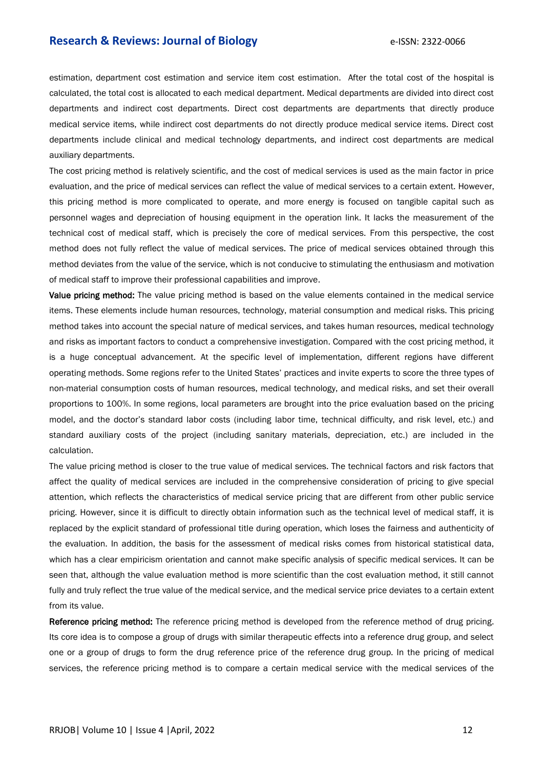estimation, department cost estimation and service item cost estimation. After the total cost of the hospital is calculated, the total cost is allocated to each medical department. Medical departments are divided into direct cost departments and indirect cost departments. Direct cost departments are departments that directly produce medical service items, while indirect cost departments do not directly produce medical service items. Direct cost departments include clinical and medical technology departments, and indirect cost departments are medical auxiliary departments.

The cost pricing method is relatively scientific, and the cost of medical services is used as the main factor in price evaluation, and the price of medical services can reflect the value of medical services to a certain extent. However, this pricing method is more complicated to operate, and more energy is focused on tangible capital such as personnel wages and depreciation of housing equipment in the operation link. It lacks the measurement of the technical cost of medical staff, which is precisely the core of medical services. From this perspective, the cost method does not fully reflect the value of medical services. The price of medical services obtained through this method deviates from the value of the service, which is not conducive to stimulating the enthusiasm and motivation of medical staff to improve their professional capabilities and improve.

**Value pricing method:** The value pricing method is based on the value elements contained in the medical service items. These elements include human resources, technology, material consumption and medical risks. This pricing method takes into account the special nature of medical services, and takes human resources, medical technology and risks as important factors to conduct a comprehensive investigation. Compared with the cost pricing method, it is a huge conceptual advancement. At the specific level of implementation, different regions have different operating methods. Some regions refer to the United States' practices and invite experts to score the three types of non-material consumption costs of human resources, medical technology, and medical risks, and set their overall proportions to 100%. In some regions, local parameters are brought into the price evaluation based on the pricing model, and the doctor's standard labor costs (including labor time, technical difficulty, and risk level, etc.) and standard auxiliary costs of the project (including sanitary materials, depreciation, etc.) are included in the calculation.

The value pricing method is closer to the true value of medical services. The technical factors and risk factors that affect the quality of medical services are included in the comprehensive consideration of pricing to give special attention, which reflects the characteristics of medical service pricing that are different from other public service pricing. However, since it is difficult to directly obtain information such as the technical level of medical staff, it is replaced by the explicit standard of professional title during operation, which loses the fairness and authenticity of the evaluation. In addition, the basis for the assessment of medical risks comes from historical statistical data, which has a clear empiricism orientation and cannot make specific analysis of specific medical services. It can be seen that, although the value evaluation method is more scientific than the cost evaluation method, it still cannot fully and truly reflect the true value of the medical service, and the medical service price deviates to a certain extent from its value.

**Reference pricing method:** The reference pricing method is developed from the reference method of drug pricing. Its core idea is to compose a group of drugs with similar therapeutic effects into a reference drug group, and select one or a group of drugs to form the drug reference price of the reference drug group. In the pricing of medical services, the reference pricing method is to compare a certain medical service with the medical services of the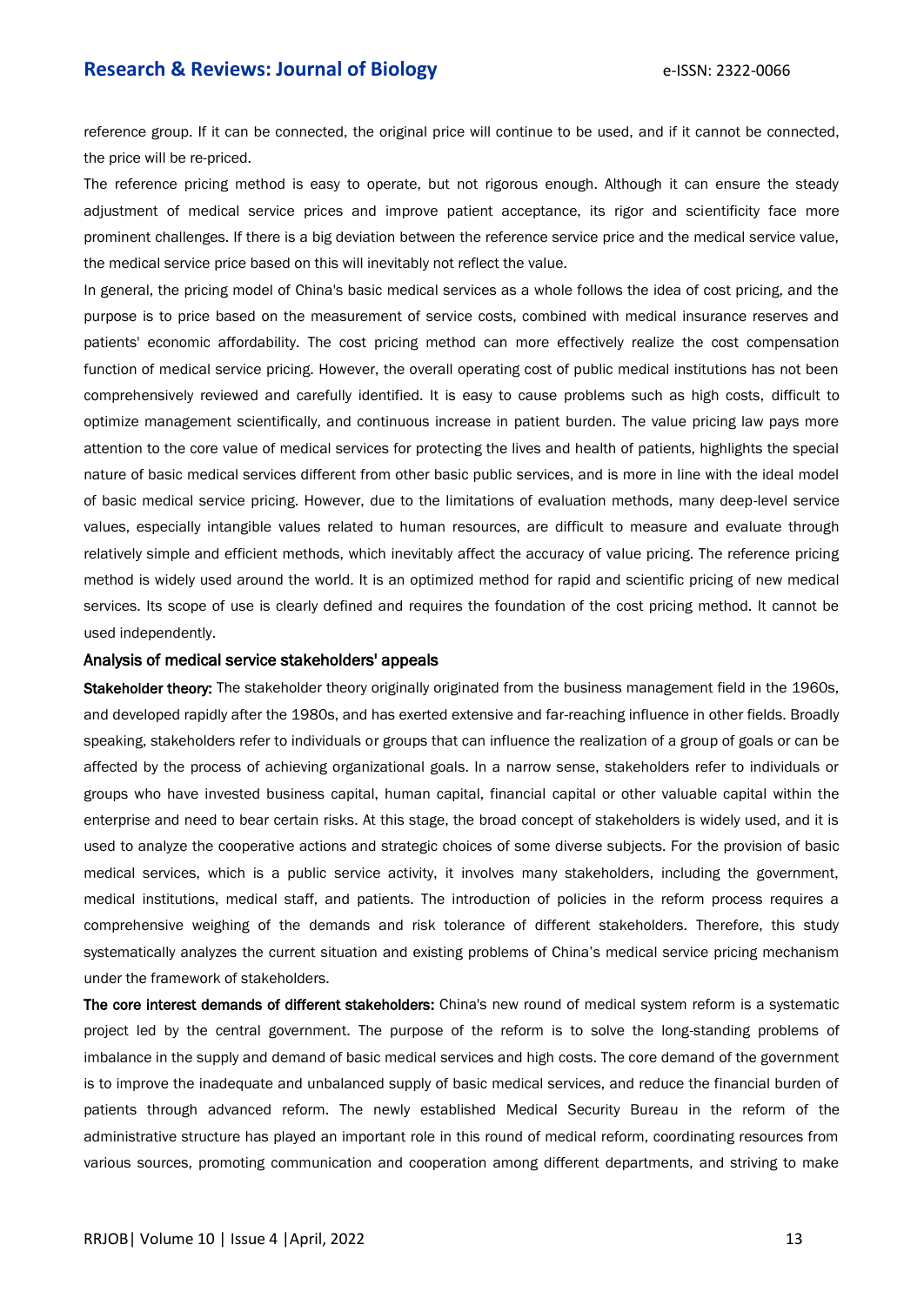reference group. If it can be connected, the original price will continue to be used, and if it cannot be connected, the price will be re-priced.

The reference pricing method is easy to operate, but not rigorous enough. Although it can ensure the steady adjustment of medical service prices and improve patient acceptance, its rigor and scientificity face more prominent challenges. If there is a big deviation between the reference service price and the medical service value, the medical service price based on this will inevitably not reflect the value.

In general, the pricing model of China's basic medical services as a whole follows the idea of cost pricing, and the purpose is to price based on the measurement of service costs, combined with medical insurance reserves and patients' economic affordability. The cost pricing method can more effectively realize the cost compensation function of medical service pricing. However, the overall operating cost of public medical institutions has not been comprehensively reviewed and carefully identified. It is easy to cause problems such as high costs, difficult to optimize management scientifically, and continuous increase in patient burden. The value pricing law pays more attention to the core value of medical services for protecting the lives and health of patients, highlights the special nature of basic medical services different from other basic public services, and is more in line with the ideal model of basic medical service pricing. However, due to the limitations of evaluation methods, many deep-level service values, especially intangible values related to human resources, are difficult to measure and evaluate through relatively simple and efficient methods, which inevitably affect the accuracy of value pricing. The reference pricing method is widely used around the world. It is an optimized method for rapid and scientific pricing of new medical services. Its scope of use is clearly defined and requires the foundation of the cost pricing method. It cannot be used independently.

### Analysis of medical service stakeholders' appeals

**Stakeholder theory:** The stakeholder theory originally originated from the business management field in the 1960s, and developed rapidly after the 1980s, and has exerted extensive and far-reaching influence in other fields. Broadly speaking, stakeholders refer to individuals or groups that can influence the realization of a group of goals or can be affected by the process of achieving organizational goals. In a narrow sense, stakeholders refer to individuals or groups who have invested business capital, human capital, financial capital or other valuable capital within the enterprise and need to bear certain risks. At this stage, the broad concept of stakeholders is widely used, and it is used to analyze the cooperative actions and strategic choices of some diverse subjects. For the provision of basic medical services, which is a public service activity, it involves many stakeholders, including the government, medical institutions, medical staff, and patients. The introduction of policies in the reform process requires a comprehensive weighing of the demands and risk tolerance of different stakeholders. Therefore, this study systematically analyzes the current situation and existing problems of China's medical service pricing mechanism under the framework of stakeholders.

**The core interest demands of different stakeholders:** China's new round of medical system reform is a systematic project led by the central government. The purpose of the reform is to solve the long-standing problems of imbalance in the supply and demand of basic medical services and high costs. The core demand of the government is to improve the inadequate and unbalanced supply of basic medical services, and reduce the financial burden of patients through advanced reform. The newly established Medical Security Bureau in the reform of the administrative structure has played an important role in this round of medical reform, coordinating resources from various sources, promoting communication and cooperation among different departments, and striving to make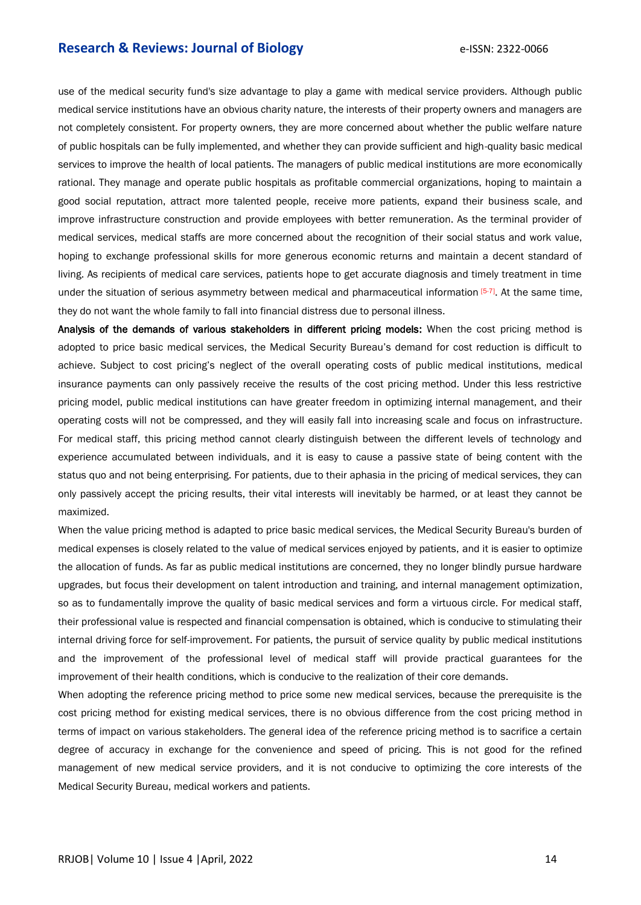use of the medical security fund's size advantage to play a game with medical service providers. Although public medical service institutions have an obvious charity nature, the interests of their property owners and managers are not completely consistent. For property owners, they are more concerned about whether the public welfare nature of public hospitals can be fully implemented, and whether they can provide sufficient and high-quality basic medical services to improve the health of local patients. The managers of public medical institutions are more economically rational. They manage and operate public hospitals as profitable commercial organizations, hoping to maintain a good social reputation, attract more talented people, receive more patients, expand their business scale, and improve infrastructure construction and provide employees with better remuneration. As the terminal provider of medical services, medical staffs are more concerned about the recognition of their social status and work value, hoping to exchange professional skills for more generous economic returns and maintain a decent standard of living. As recipients of medical care services, patients hope to get accurate diagnosis and timely treatment in time under the situation of serious asymmetry between medical and pharmaceutical information [5-7]. At the same time, they do not want the whole family to fall into financial distress due to personal illness.

**Analysis of the demands of various stakeholders in different pricing models:** When the cost pricing method is adopted to price basic medical services, the Medical Security Bureau's demand for cost reduction is difficult to achieve. Subject to cost pricing's neglect of the overall operating costs of public medical institutions, medical insurance payments can only passively receive the results of the cost pricing method. Under this less restrictive pricing model, public medical institutions can have greater freedom in optimizing internal management, and their operating costs will not be compressed, and they will easily fall into increasing scale and focus on infrastructure. For medical staff, this pricing method cannot clearly distinguish between the different levels of technology and experience accumulated between individuals, and it is easy to cause a passive state of being content with the status quo and not being enterprising. For patients, due to their aphasia in the pricing of medical services, they can only passively accept the pricing results, their vital interests will inevitably be harmed, or at least they cannot be maximized.

When the value pricing method is adapted to price basic medical services, the Medical Security Bureau's burden of medical expenses is closely related to the value of medical services enjoyed by patients, and it is easier to optimize the allocation of funds. As far as public medical institutions are concerned, they no longer blindly pursue hardware upgrades, but focus their development on talent introduction and training, and internal management optimization, so as to fundamentally improve the quality of basic medical services and form a virtuous circle. For medical staff, their professional value is respected and financial compensation is obtained, which is conducive to stimulating their internal driving force for self-improvement. For patients, the pursuit of service quality by public medical institutions and the improvement of the professional level of medical staff will provide practical guarantees for the improvement of their health conditions, which is conducive to the realization of their core demands.

When adopting the reference pricing method to price some new medical services, because the prerequisite is the cost pricing method for existing medical services, there is no obvious difference from the cost pricing method in terms of impact on various stakeholders. The general idea of the reference pricing method is to sacrifice a certain degree of accuracy in exchange for the convenience and speed of pricing. This is not good for the refined management of new medical service providers, and it is not conducive to optimizing the core interests of the Medical Security Bureau, medical workers and patients.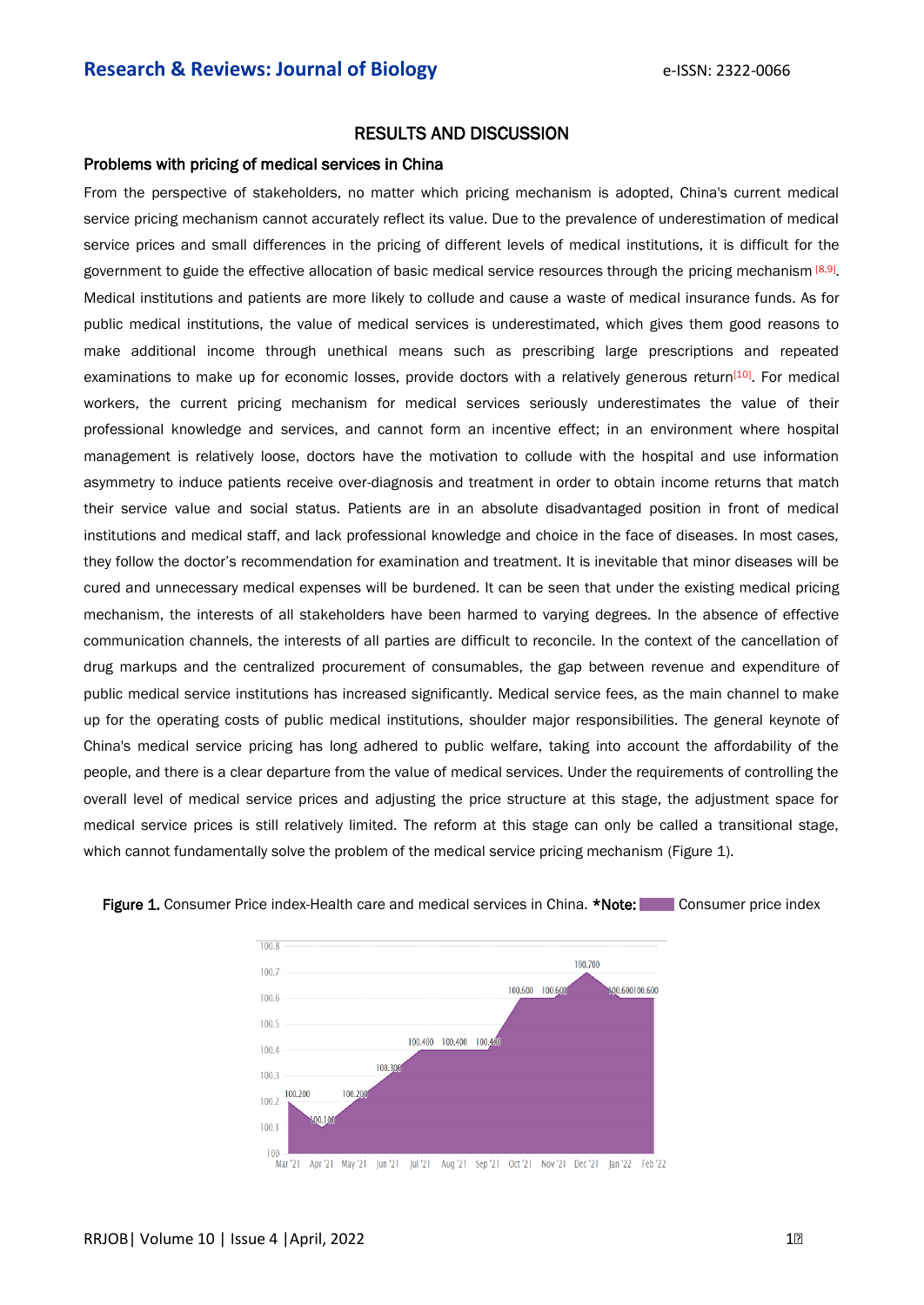## RESULTS AND DISCUSSION

### Problems with pricing of medical services in China

From the perspective of stakeholders, no matter which pricing mechanism is adopted, China's current medical service pricing mechanism cannot accurately reflect its value. Due to the prevalence of underestimation of medical service prices and small differences in the pricing of different levels of medical institutions, it is difficult for the government to guide the effective allocation of basic medical service resources through the pricing mechanism [8,9]. Medical institutions and patients are more likely to collude and cause a waste of medical insurance funds. As for public medical institutions, the value of medical services is underestimated, which gives them good reasons to make additional income through unethical means such as prescribing large prescriptions and repeated examinations to make up for economic losses, provide doctors with a relatively generous return[10]. For medical workers, the current pricing mechanism for medical services seriously underestimates the value of their professional knowledge and services, and cannot form an incentive effect; in an environment where hospital management is relatively loose, doctors have the motivation to collude with the hospital and use information asymmetry to induce patients receive over-diagnosis and treatment in order to obtain income returns that match their service value and social status. Patients are in an absolute disadvantaged position in front of medical institutions and medical staff, and lack professional knowledge and choice in the face of diseases. In most cases, they follow the doctor's recommendation for examination and treatment. It is inevitable that minor diseases will be cured and unnecessary medical expenses will be burdened. It can be seen that under the existing medical pricing mechanism, the interests of all stakeholders have been harmed to varying degrees. In the absence of effective communication channels, the interests of all parties are difficult to reconcile. In the context of the cancellation of drug markups and the centralized procurement of consumables, the gap between revenue and expenditure of public medical service institutions has increased significantly. Medical service fees, as the main channel to make up for the operating costs of public medical institutions, shoulder major responsibilities. The general keynote of China's medical service pricing has long adhered to public welfare, taking into account the affordability of the people, and there is a clear departure from the value of medical services. Under the requirements of controlling the overall level of medical service prices and adjusting the price structure at this stage, the adjustment space for medical service prices is still relatively limited. The reform at this stage can only be called a transitional stage, which cannot fundamentally solve the problem of the medical service pricing mechanism (Figure 1).

**Figure 1.** Consumer Price index-Health care and medical services in China. ***Note:** Consumer price index

| Month | Consumer price index |
|---|---|
| Mar '21 | 100.200 |
| Apr '21 | 100.100 |
| May '21 | 100.200 |
| Jun '21 | 100.300 |
| Jul '21 | 100.400 |
| Aug '21 | 100.400 |
| Sep '21 | 100.400 |
| Oct '21 | 100.600 |
| Nov '21 | 100.600 |
| Dec '21 | 100.700 |
| Jan '22 | 100.600 |
| Feb '22 | 100.600 |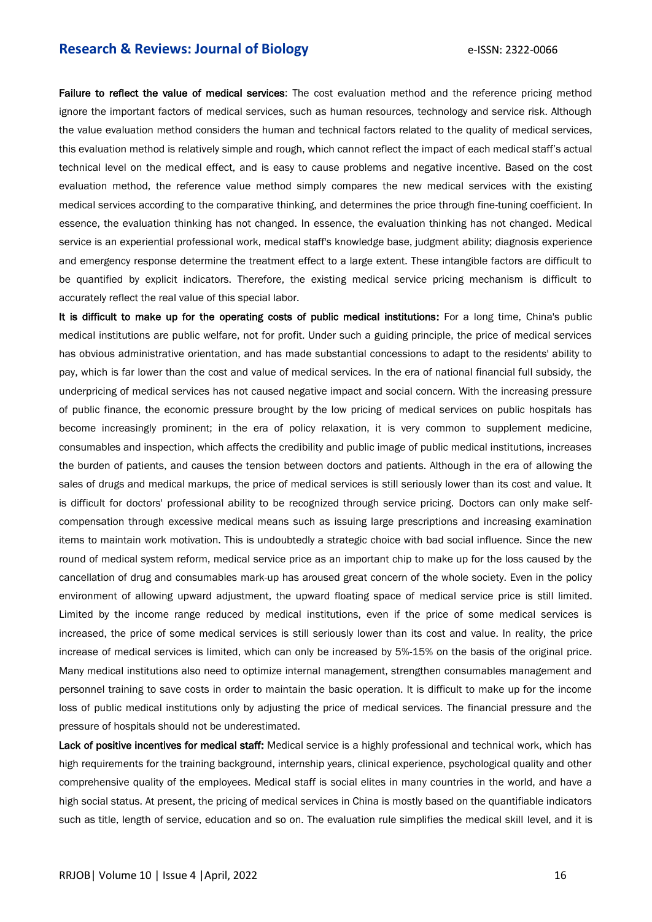**Failure to reflect the value of medical services**: The cost evaluation method and the reference pricing method ignore the important factors of medical services, such as human resources, technology and service risk. Although the value evaluation method considers the human and technical factors related to the quality of medical services, this evaluation method is relatively simple and rough, which cannot reflect the impact of each medical staff's actual technical level on the medical effect, and is easy to cause problems and negative incentive. Based on the cost evaluation method, the reference value method simply compares the new medical services with the existing medical services according to the comparative thinking, and determines the price through fine-tuning coefficient. In essence, the evaluation thinking has not changed. In essence, the evaluation thinking has not changed. Medical service is an experiential professional work, medical staff's knowledge base, judgment ability; diagnosis experience and emergency response determine the treatment effect to a large extent. These intangible factors are difficult to be quantified by explicit indicators. Therefore, the existing medical service pricing mechanism is difficult to accurately reflect the real value of this special labor.

**It is difficult to make up for the operating costs of public medical institutions:** For a long time, China's public medical institutions are public welfare, not for profit. Under such a guiding principle, the price of medical services has obvious administrative orientation, and has made substantial concessions to adapt to the residents' ability to pay, which is far lower than the cost and value of medical services. In the era of national financial full subsidy, the underpricing of medical services has not caused negative impact and social concern. With the increasing pressure of public finance, the economic pressure brought by the low pricing of medical services on public hospitals has become increasingly prominent; in the era of policy relaxation, it is very common to supplement medicine, consumables and inspection, which affects the credibility and public image of public medical institutions, increases the burden of patients, and causes the tension between doctors and patients. Although in the era of allowing the sales of drugs and medical markups, the price of medical services is still seriously lower than its cost and value. It is difficult for doctors' professional ability to be recognized through service pricing. Doctors can only make self-compensation through excessive medical means such as issuing large prescriptions and increasing examination items to maintain work motivation. This is undoubtedly a strategic choice with bad social influence. Since the new round of medical system reform, medical service price as an important chip to make up for the loss caused by the cancellation of drug and consumables mark-up has aroused great concern of the whole society. Even in the policy environment of allowing upward adjustment, the upward floating space of medical service price is still limited. Limited by the income range reduced by medical institutions, even if the price of some medical services is increased, the price of some medical services is still seriously lower than its cost and value. In reality, the price increase of medical services is limited, which can only be increased by 5%-15% on the basis of the original price. Many medical institutions also need to optimize internal management, strengthen consumables management and personnel training to save costs in order to maintain the basic operation. It is difficult to make up for the income loss of public medical institutions only by adjusting the price of medical services. The financial pressure and the pressure of hospitals should not be underestimated.

**Lack of positive incentives for medical staff:** Medical service is a highly professional and technical work, which has high requirements for the training background, internship years, clinical experience, psychological quality and other comprehensive quality of the employees. Medical staff is social elites in many countries in the world, and have a high social status. At present, the pricing of medical services in China is mostly based on the quantifiable indicators such as title, length of service, education and so on. The evaluation rule simplifies the medical skill level, and it is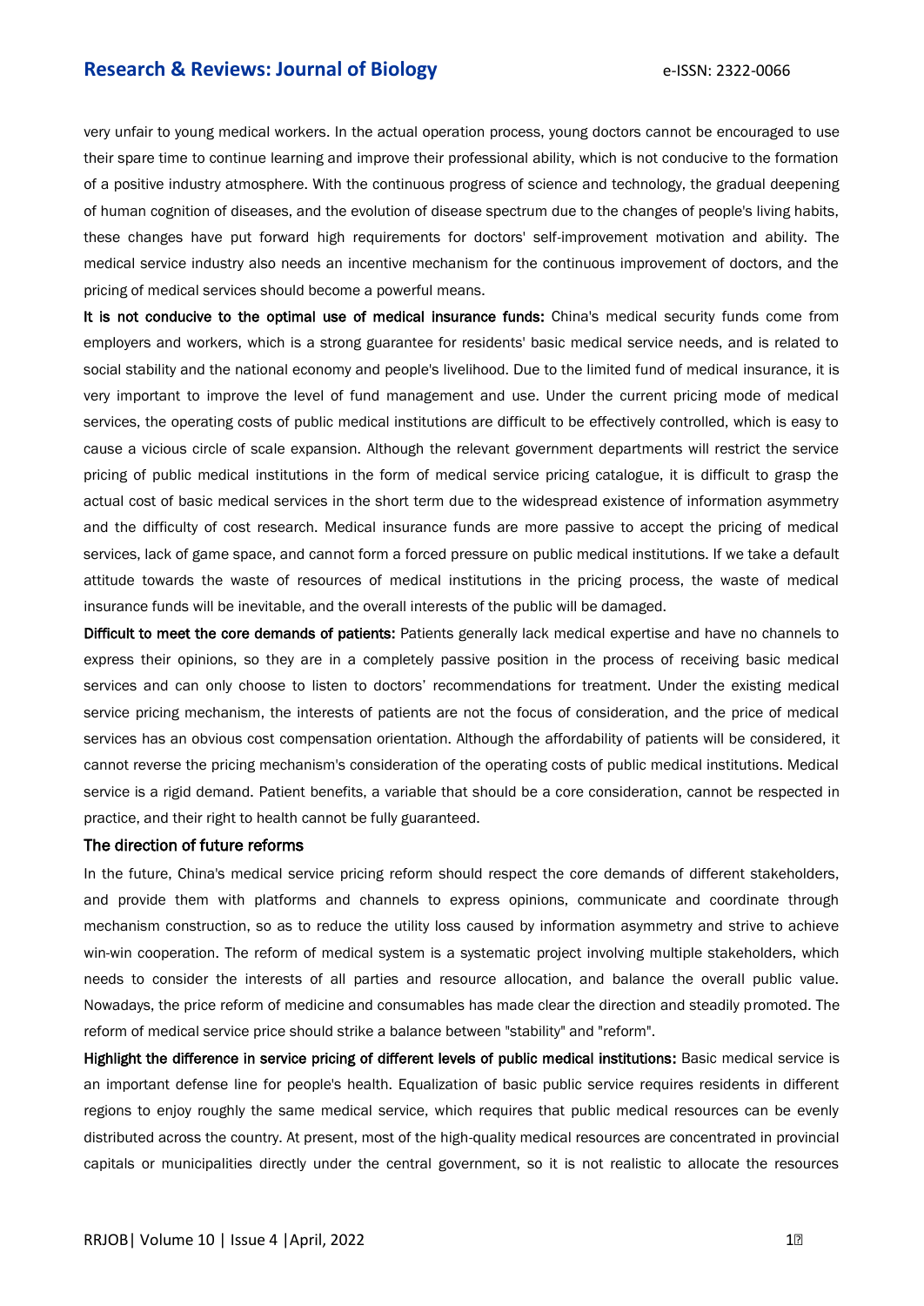very unfair to young medical workers. In the actual operation process, young doctors cannot be encouraged to use their spare time to continue learning and improve their professional ability, which is not conducive to the formation of a positive industry atmosphere. With the continuous progress of science and technology, the gradual deepening of human cognition of diseases, and the evolution of disease spectrum due to the changes of people's living habits, these changes have put forward high requirements for doctors' self-improvement motivation and ability. The medical service industry also needs an incentive mechanism for the continuous improvement of doctors, and the pricing of medical services should become a powerful means.

**It is not conducive to the optimal use of medical insurance funds:** China's medical security funds come from employers and workers, which is a strong guarantee for residents' basic medical service needs, and is related to social stability and the national economy and people's livelihood. Due to the limited fund of medical insurance, it is very important to improve the level of fund management and use. Under the current pricing mode of medical services, the operating costs of public medical institutions are difficult to be effectively controlled, which is easy to cause a vicious circle of scale expansion. Although the relevant government departments will restrict the service pricing of public medical institutions in the form of medical service pricing catalogue, it is difficult to grasp the actual cost of basic medical services in the short term due to the widespread existence of information asymmetry and the difficulty of cost research. Medical insurance funds are more passive to accept the pricing of medical services, lack of game space, and cannot form a forced pressure on public medical institutions. If we take a default attitude towards the waste of resources of medical institutions in the pricing process, the waste of medical insurance funds will be inevitable, and the overall interests of the public will be damaged.

**Difficult to meet the core demands of patients:** Patients generally lack medical expertise and have no channels to express their opinions, so they are in a completely passive position in the process of receiving basic medical services and can only choose to listen to doctors' recommendations for treatment. Under the existing medical service pricing mechanism, the interests of patients are not the focus of consideration, and the price of medical services has an obvious cost compensation orientation. Although the affordability of patients will be considered, it cannot reverse the pricing mechanism's consideration of the operating costs of public medical institutions. Medical service is a rigid demand. Patient benefits, a variable that should be a core consideration, cannot be respected in practice, and their right to health cannot be fully guaranteed.

## The direction of future reforms

In the future, China's medical service pricing reform should respect the core demands of different stakeholders, and provide them with platforms and channels to express opinions, communicate and coordinate through mechanism construction, so as to reduce the utility loss caused by information asymmetry and strive to achieve win-win cooperation. The reform of medical system is a systematic project involving multiple stakeholders, which needs to consider the interests of all parties and resource allocation, and balance the overall public value. Nowadays, the price reform of medicine and consumables has made clear the direction and steadily promoted. The reform of medical service price should strike a balance between "stability" and "reform".

**Highlight the difference in service pricing of different levels of public medical institutions:** Basic medical service is an important defense line for people's health. Equalization of basic public service requires residents in different regions to enjoy roughly the same medical service, which requires that public medical resources can be evenly distributed across the country. At present, most of the high-quality medical resources are concentrated in provincial capitals or municipalities directly under the central government, so it is not realistic to allocate the resources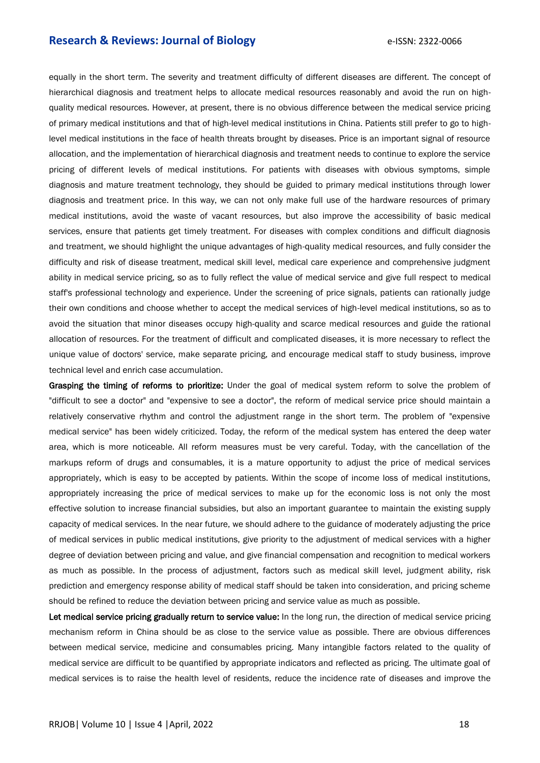equally in the short term. The severity and treatment difficulty of different diseases are different. The concept of hierarchical diagnosis and treatment helps to allocate medical resources reasonably and avoid the run on high-quality medical resources. However, at present, there is no obvious difference between the medical service pricing of primary medical institutions and that of high-level medical institutions in China. Patients still prefer to go to high-level medical institutions in the face of health threats brought by diseases. Price is an important signal of resource allocation, and the implementation of hierarchical diagnosis and treatment needs to continue to explore the service pricing of different levels of medical institutions. For patients with diseases with obvious symptoms, simple diagnosis and mature treatment technology, they should be guided to primary medical institutions through lower diagnosis and treatment price. In this way, we can not only make full use of the hardware resources of primary medical institutions, avoid the waste of vacant resources, but also improve the accessibility of basic medical services, ensure that patients get timely treatment. For diseases with complex conditions and difficult diagnosis and treatment, we should highlight the unique advantages of high-quality medical resources, and fully consider the difficulty and risk of disease treatment, medical skill level, medical care experience and comprehensive judgment ability in medical service pricing, so as to fully reflect the value of medical service and give full respect to medical staff's professional technology and experience. Under the screening of price signals, patients can rationally judge their own conditions and choose whether to accept the medical services of high-level medical institutions, so as to avoid the situation that minor diseases occupy high-quality and scarce medical resources and guide the rational allocation of resources. For the treatment of difficult and complicated diseases, it is more necessary to reflect the unique value of doctors' service, make separate pricing, and encourage medical staff to study business, improve technical level and enrich case accumulation.

**Grasping the timing of reforms to prioritize:** Under the goal of medical system reform to solve the problem of "difficult to see a doctor" and "expensive to see a doctor", the reform of medical service price should maintain a relatively conservative rhythm and control the adjustment range in the short term. The problem of "expensive medical service" has been widely criticized. Today, the reform of the medical system has entered the deep water area, which is more noticeable. All reform measures must be very careful. Today, with the cancellation of the markups reform of drugs and consumables, it is a mature opportunity to adjust the price of medical services appropriately, which is easy to be accepted by patients. Within the scope of income loss of medical institutions, appropriately increasing the price of medical services to make up for the economic loss is not only the most effective solution to increase financial subsidies, but also an important guarantee to maintain the existing supply capacity of medical services. In the near future, we should adhere to the guidance of moderately adjusting the price of medical services in public medical institutions, give priority to the adjustment of medical services with a higher degree of deviation between pricing and value, and give financial compensation and recognition to medical workers as much as possible. In the process of adjustment, factors such as medical skill level, judgment ability, risk prediction and emergency response ability of medical staff should be taken into consideration, and pricing scheme should be refined to reduce the deviation between pricing and service value as much as possible.

**Let medical service pricing gradually return to service value:** In the long run, the direction of medical service pricing mechanism reform in China should be as close to the service value as possible. There are obvious differences between medical service, medicine and consumables pricing. Many intangible factors related to the quality of medical service are difficult to be quantified by appropriate indicators and reflected as pricing. The ultimate goal of medical services is to raise the health level of residents, reduce the incidence rate of diseases and improve the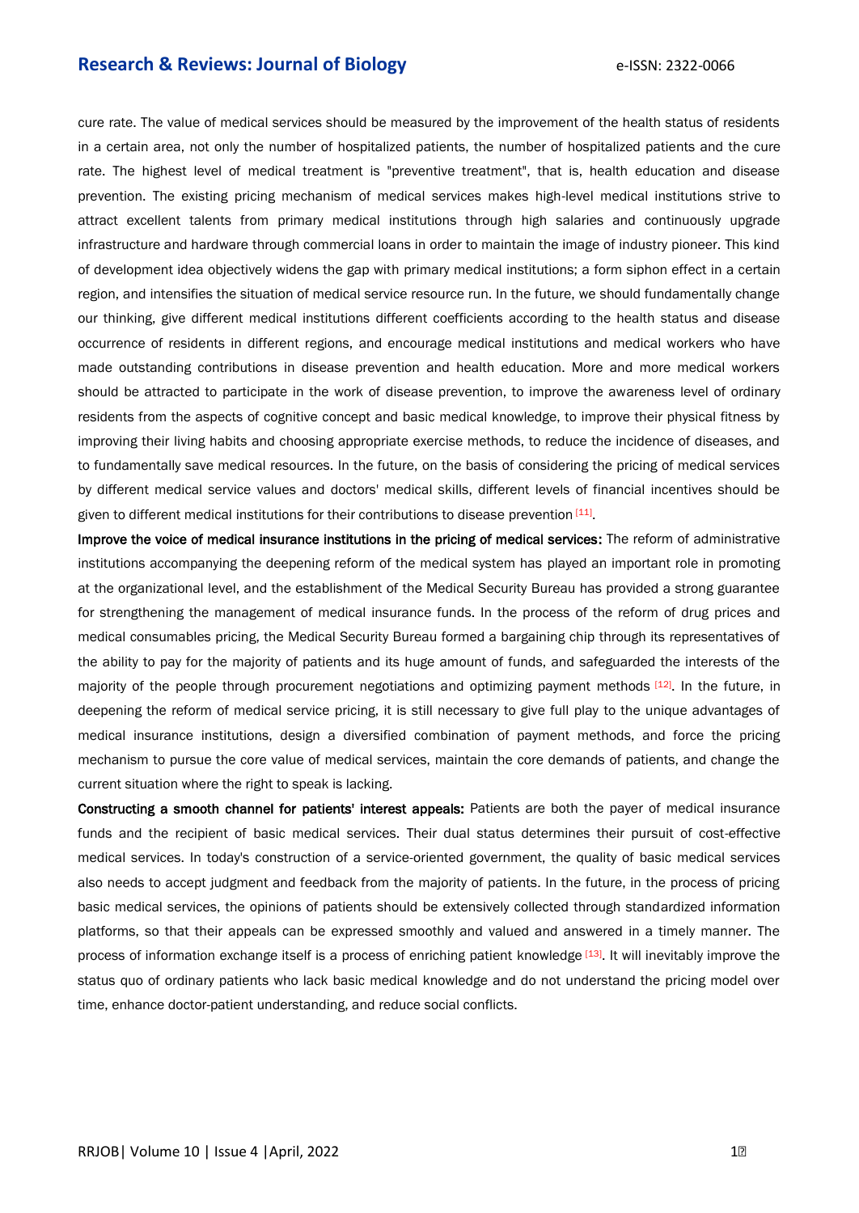cure rate. The value of medical services should be measured by the improvement of the health status of residents in a certain area, not only the number of hospitalized patients, the number of hospitalized patients and the cure rate. The highest level of medical treatment is "preventive treatment", that is, health education and disease prevention. The existing pricing mechanism of medical services makes high-level medical institutions strive to attract excellent talents from primary medical institutions through high salaries and continuously upgrade infrastructure and hardware through commercial loans in order to maintain the image of industry pioneer. This kind of development idea objectively widens the gap with primary medical institutions; a form siphon effect in a certain region, and intensifies the situation of medical service resource run. In the future, we should fundamentally change our thinking, give different medical institutions different coefficients according to the health status and disease occurrence of residents in different regions, and encourage medical institutions and medical workers who have made outstanding contributions in disease prevention and health education. More and more medical workers should be attracted to participate in the work of disease prevention, to improve the awareness level of ordinary residents from the aspects of cognitive concept and basic medical knowledge, to improve their physical fitness by improving their living habits and choosing appropriate exercise methods, to reduce the incidence of diseases, and to fundamentally save medical resources. In the future, on the basis of considering the pricing of medical services by different medical service values and doctors' medical skills, different levels of financial incentives should be given to different medical institutions for their contributions to disease prevention [11].

**Improve the voice of medical insurance institutions in the pricing of medical services:** The reform of administrative institutions accompanying the deepening reform of the medical system has played an important role in promoting at the organizational level, and the establishment of the Medical Security Bureau has provided a strong guarantee for strengthening the management of medical insurance funds. In the process of the reform of drug prices and medical consumables pricing, the Medical Security Bureau formed a bargaining chip through its representatives of the ability to pay for the majority of patients and its huge amount of funds, and safeguarded the interests of the majority of the people through procurement negotiations and optimizing payment methods [12]. In the future, in deepening the reform of medical service pricing, it is still necessary to give full play to the unique advantages of medical insurance institutions, design a diversified combination of payment methods, and force the pricing mechanism to pursue the core value of medical services, maintain the core demands of patients, and change the current situation where the right to speak is lacking.

**Constructing a smooth channel for patients' interest appeals:** Patients are both the payer of medical insurance funds and the recipient of basic medical services. Their dual status determines their pursuit of cost-effective medical services. In today's construction of a service-oriented government, the quality of basic medical services also needs to accept judgment and feedback from the majority of patients. In the future, in the process of pricing basic medical services, the opinions of patients should be extensively collected through standardized information platforms, so that their appeals can be expressed smoothly and valued and answered in a timely manner. The process of information exchange itself is a process of enriching patient knowledge [13]. It will inevitably improve the status quo of ordinary patients who lack basic medical knowledge and do not understand the pricing model over time, enhance doctor-patient understanding, and reduce social conflicts.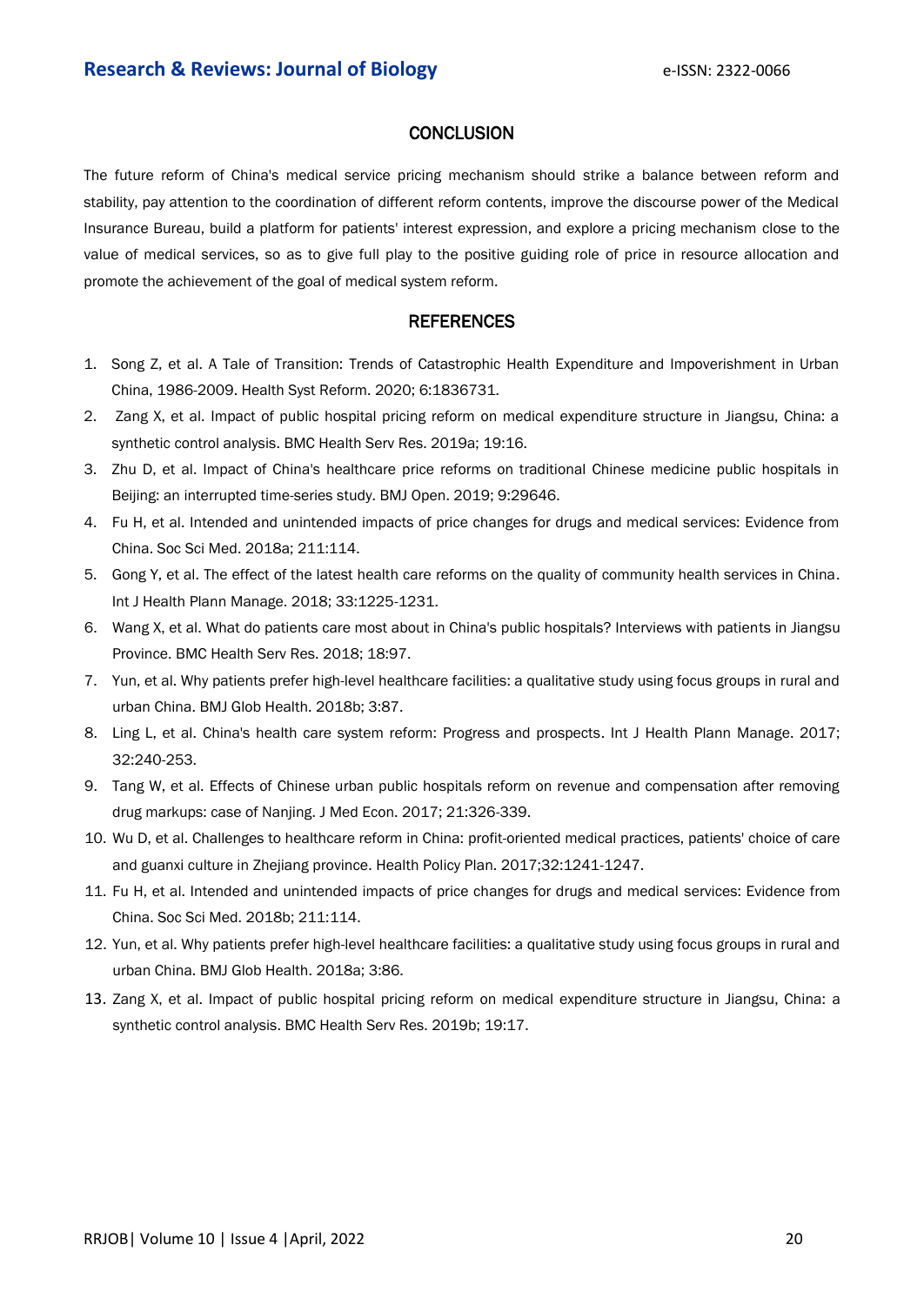## CONCLUSION

The future reform of China's medical service pricing mechanism should strike a balance between reform and stability, pay attention to the coordination of different reform contents, improve the discourse power of the Medical Insurance Bureau, build a platform for patients' interest expression, and explore a pricing mechanism close to the value of medical services, so as to give full play to the positive guiding role of price in resource allocation and promote the achievement of the goal of medical system reform.

## REFERENCES

1. Song Z, et al. A Tale of Transition: Trends of Catastrophic Health Expenditure and Impoverishment in Urban China, 1986-2009. Health Syst Reform. 2020; 6:1836731.
2. Zang X, et al. Impact of public hospital pricing reform on medical expenditure structure in Jiangsu, China: a synthetic control analysis. BMC Health Serv Res. 2019a; 19:16.
3. Zhu D, et al. Impact of China's healthcare price reforms on traditional Chinese medicine public hospitals in Beijing: an interrupted time-series study. BMJ Open. 2019; 9:29646.
4. Fu H, et al. Intended and unintended impacts of price changes for drugs and medical services: Evidence from China. Soc Sci Med. 2018a; 211:114.
5. Gong Y, et al. The effect of the latest health care reforms on the quality of community health services in China. Int J Health Plann Manage. 2018; 33:1225-1231.
6. Wang X, et al. What do patients care most about in China's public hospitals? Interviews with patients in Jiangsu Province. BMC Health Serv Res. 2018; 18:97.
7. Yun, et al. Why patients prefer high-level healthcare facilities: a qualitative study using focus groups in rural and urban China. BMJ Glob Health. 2018b; 3:87.
8. Ling L, et al. China's health care system reform: Progress and prospects. Int J Health Plann Manage. 2017; 32:240-253.
9. Tang W, et al. Effects of Chinese urban public hospitals reform on revenue and compensation after removing drug markups: case of Nanjing. J Med Econ. 2017; 21:326-339.
10. Wu D, et al. Challenges to healthcare reform in China: profit-oriented medical practices, patients' choice of care and guanxi culture in Zhejiang province. Health Policy Plan. 2017;32:1241-1247.
11. Fu H, et al. Intended and unintended impacts of price changes for drugs and medical services: Evidence from China. Soc Sci Med. 2018b; 211:114.
12. Yun, et al. Why patients prefer high-level healthcare facilities: a qualitative study using focus groups in rural and urban China. BMJ Glob Health. 2018a; 3:86.
13. Zang X, et al. Impact of public hospital pricing reform on medical expenditure structure in Jiangsu, China: a synthetic control analysis. BMC Health Serv Res. 2019b; 19:17.